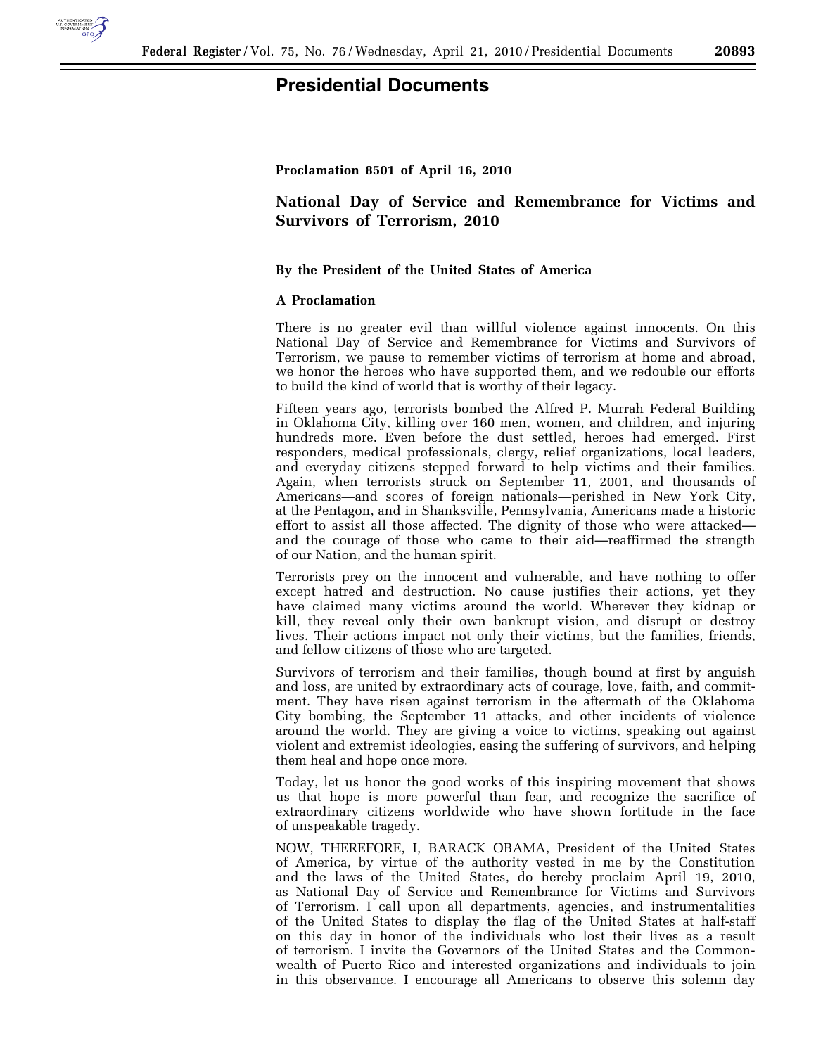# Presidential Documents

**Proclamation 8501 of April 16, 2010**

## National Day of Service and Remembrance for Victims and Survivors of Terrorism, 2010

**By the President of the United States of America**

**A Proclamation**

There is no greater evil than willful violence against innocents. On this National Day of Service and Remembrance for Victims and Survivors of Terrorism, we pause to remember victims of terrorism at home and abroad, we honor the heroes who have supported them, and we redouble our efforts to build the kind of world that is worthy of their legacy.

Fifteen years ago, terrorists bombed the Alfred P. Murrah Federal Building in Oklahoma City, killing over 160 men, women, and children, and injuring hundreds more. Even before the dust settled, heroes had emerged. First responders, medical professionals, clergy, relief organizations, local leaders, and everyday citizens stepped forward to help victims and their families. Again, when terrorists struck on September 11, 2001, and thousands of Americans—and scores of foreign nationals—perished in New York City, at the Pentagon, and in Shanksville, Pennsylvania, Americans made a historic effort to assist all those affected. The dignity of those who were attacked—and the courage of those who came to their aid—reaffirmed the strength of our Nation, and the human spirit.

Terrorists prey on the innocent and vulnerable, and have nothing to offer except hatred and destruction. No cause justifies their actions, yet they have claimed many victims around the world. Wherever they kidnap or kill, they reveal only their own bankrupt vision, and disrupt or destroy lives. Their actions impact not only their victims, but the families, friends, and fellow citizens of those who are targeted.

Survivors of terrorism and their families, though bound at first by anguish and loss, are united by extraordinary acts of courage, love, faith, and commitment. They have risen against terrorism in the aftermath of the Oklahoma City bombing, the September 11 attacks, and other incidents of violence around the world. They are giving a voice to victims, speaking out against violent and extremist ideologies, easing the suffering of survivors, and helping them heal and hope once more.

Today, let us honor the good works of this inspiring movement that shows us that hope is more powerful than fear, and recognize the sacrifice of extraordinary citizens worldwide who have shown fortitude in the face of unspeakable tragedy.

NOW, THEREFORE, I, BARACK OBAMA, President of the United States of America, by virtue of the authority vested in me by the Constitution and the laws of the United States, do hereby proclaim April 19, 2010, as National Day of Service and Remembrance for Victims and Survivors of Terrorism. I call upon all departments, agencies, and instrumentalities of the United States to display the flag of the United States at half-staff on this day in honor of the individuals who lost their lives as a result of terrorism. I invite the Governors of the United States and the Commonwealth of Puerto Rico and interested organizations and individuals to join in this observance. I encourage all Americans to observe this solemn day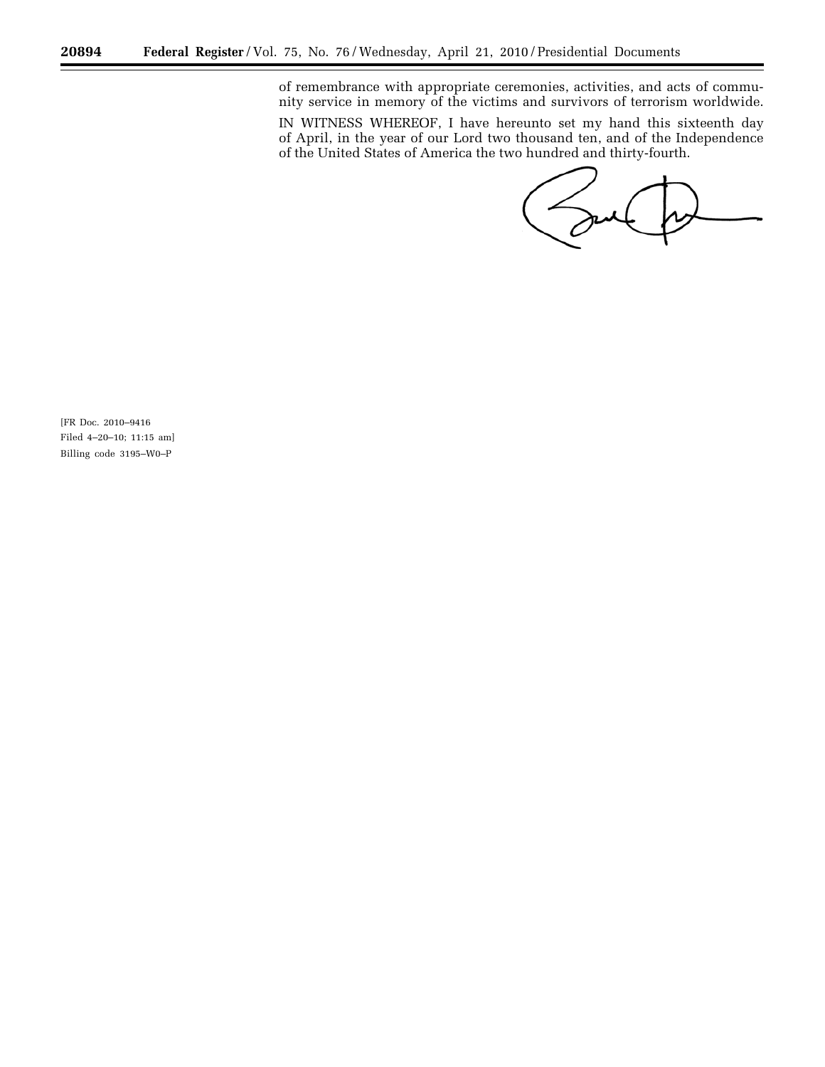of remembrance with appropriate ceremonies, activities, and acts of community service in memory of the victims and survivors of terrorism worldwide.

IN WITNESS WHEREOF, I have hereunto set my hand this sixteenth day of April, in the year of our Lord two thousand ten, and of the Independence of the United States of America the two hundred and thirty-fourth.

[FR Doc. 2010–9416
Filed 4–20–10; 11:15 am]
Billing code 3195–W0–P